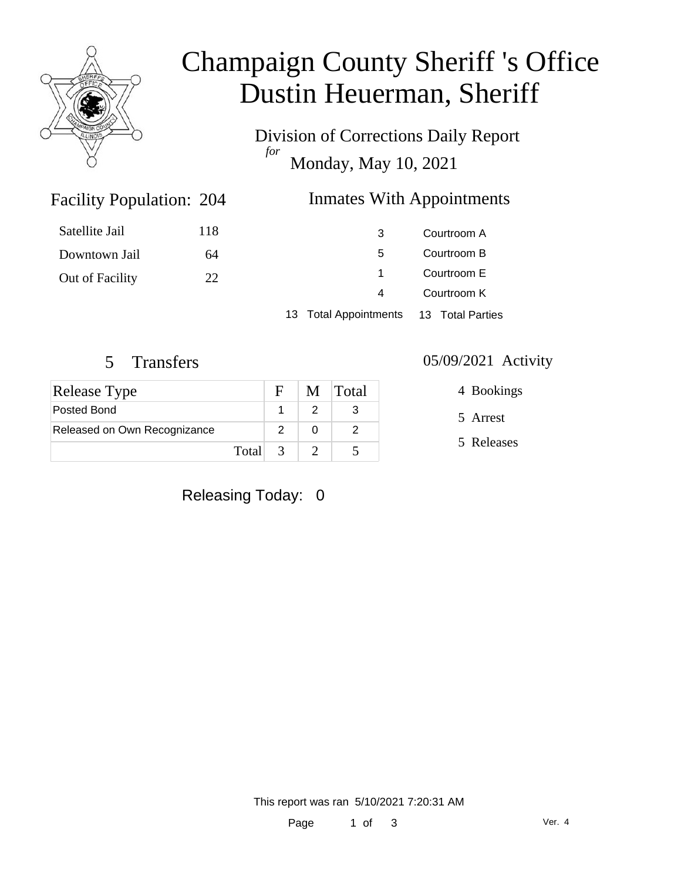# Champaign County Sheriff 's Office
# Dustin Heuerman, Sheriff

Division of Corrections Daily Report
*for*
Monday, May 10, 2021

## Facility Population: 204

| | |
|---|---|
| Satellite Jail | 118 |
| Downtown Jail | 64 |
| Out of Facility | 22 |

## Inmates With Appointments

| | |
|---|---|
| 3 | Courtroom A |
| 5 | Courtroom B |
| 1 | Courtroom E |
| 4 | Courtroom K |
| 13 Total Appointments | 13 Total Parties |

## 5 Transfers

| Release Type | F | M | Total |
|---|---|---|---|
| Posted Bond | 1 | 2 | 3 |
| Released on Own Recognizance | 2 | 0 | 2 |
| Total | 3 | 2 | 5 |

## 05/09/2021 Activity

4 Bookings

5 Arrest

5 Releases

Releasing Today: 0

This report was ran 5/10/2021 7:20:31 AM

Ver. 4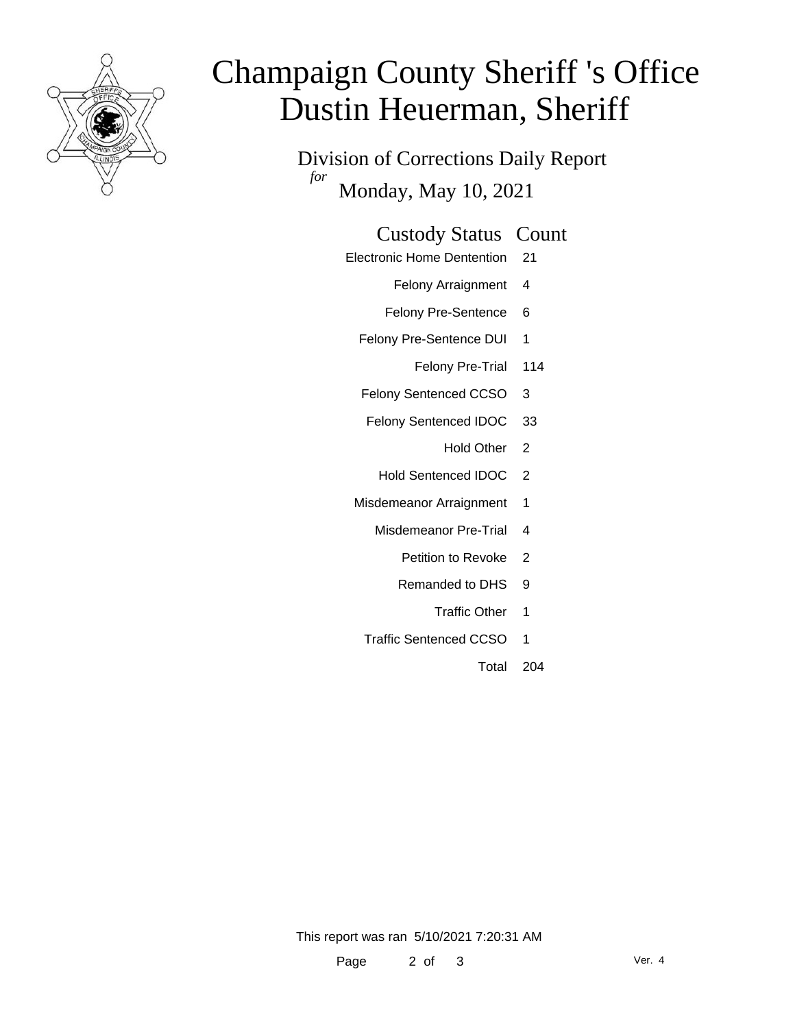# Champaign County Sheriff 's Office
# Dustin Heuerman, Sheriff

## Division of Corrections Daily Report

*for* Monday, May 10, 2021

| Custody Status | Count |
|---|---|
| Electronic Home Dentention | 21 |
| Felony Arraignment | 4 |
| Felony Pre-Sentence | 6 |
| Felony Pre-Sentence DUI | 1 |
| Felony Pre-Trial | 114 |
| Felony Sentenced CCSO | 3 |
| Felony Sentenced IDOC | 33 |
| Hold Other | 2 |
| Hold Sentenced IDOC | 2 |
| Misdemeanor Arraignment | 1 |
| Misdemeanor Pre-Trial | 4 |
| Petition to Revoke | 2 |
| Remanded to DHS | 9 |
| Traffic Other | 1 |
| Traffic Sentenced CCSO | 1 |
| Total | 204 |

This report was ran 5/10/2021 7:20:31 AM

Ver. 4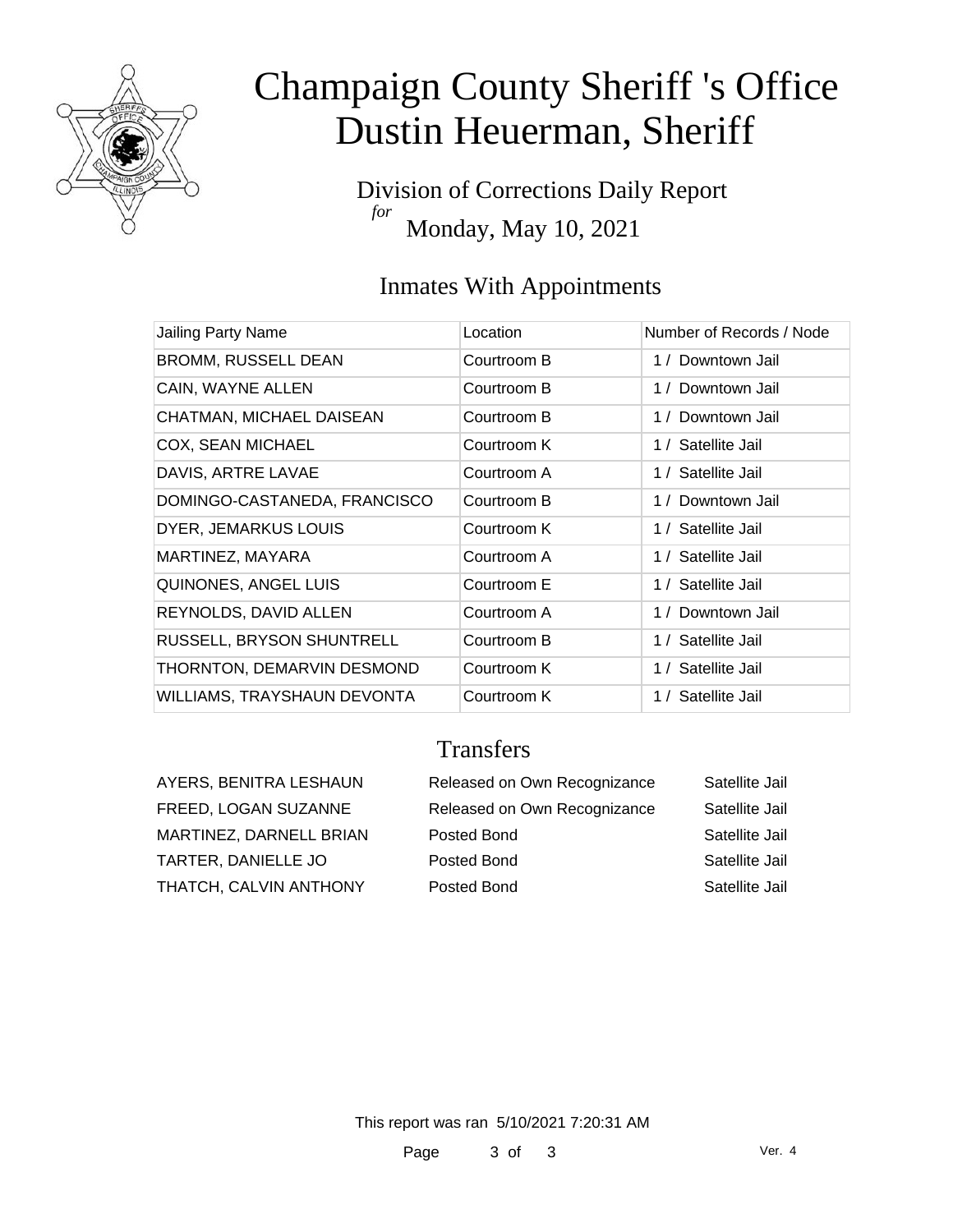# Champaign County Sheriff 's Office
# Dustin Heuerman, Sheriff

Division of Corrections Daily Report
*for*
Monday, May 10, 2021

## Inmates With Appointments

| Jailing Party Name | Location | Number of Records / Node |
|---|---|---|
| BROMM, RUSSELL DEAN | Courtroom B | 1 / Downtown Jail |
| CAIN, WAYNE ALLEN | Courtroom B | 1 / Downtown Jail |
| CHATMAN, MICHAEL DAISEAN | Courtroom B | 1 / Downtown Jail |
| COX, SEAN MICHAEL | Courtroom K | 1 / Satellite Jail |
| DAVIS, ARTRE LAVAE | Courtroom A | 1 / Satellite Jail |
| DOMINGO-CASTANEDA, FRANCISCO | Courtroom B | 1 / Downtown Jail |
| DYER, JEMARKUS LOUIS | Courtroom K | 1 / Satellite Jail |
| MARTINEZ, MAYARA | Courtroom A | 1 / Satellite Jail |
| QUINONES, ANGEL LUIS | Courtroom E | 1 / Satellite Jail |
| REYNOLDS, DAVID ALLEN | Courtroom A | 1 / Downtown Jail |
| RUSSELL, BRYSON SHUNTRELL | Courtroom B | 1 / Satellite Jail |
| THORNTON, DEMARVIN DESMOND | Courtroom K | 1 / Satellite Jail |
| WILLIAMS, TRAYSHAUN DEVONTA | Courtroom K | 1 / Satellite Jail |

## Transfers

| | | |
|---|---|---|
| AYERS, BENITRA LESHAUN | Released on Own Recognizance | Satellite Jail |
| FREED, LOGAN SUZANNE | Released on Own Recognizance | Satellite Jail |
| MARTINEZ, DARNELL BRIAN | Posted Bond | Satellite Jail |
| TARTER, DANIELLE JO | Posted Bond | Satellite Jail |
| THATCH, CALVIN ANTHONY | Posted Bond | Satellite Jail |

This report was ran 5/10/2021 7:20:31 AM

Ver. 4